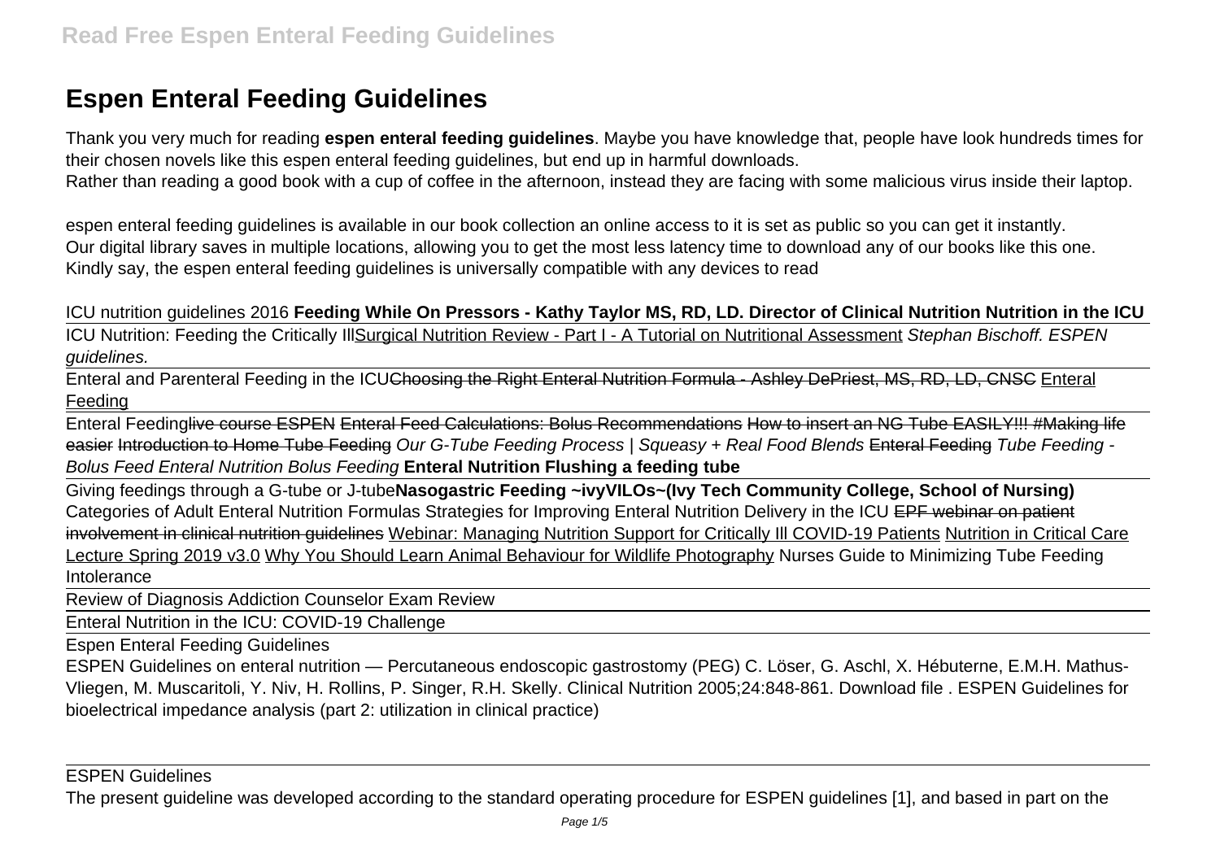# Espen Enteral Feeding Guidelines

Thank you very much for reading **espen enteral feeding guidelines**. Maybe you have knowledge that, people have look hundreds times for their chosen novels like this espen enteral feeding guidelines, but end up in harmful downloads.
Rather than reading a good book with a cup of coffee in the afternoon, instead they are facing with some malicious virus inside their laptop.

espen enteral feeding guidelines is available in our book collection an online access to it is set as public so you can get it instantly.
Our digital library saves in multiple locations, allowing you to get the most less latency time to download any of our books like this one.
Kindly say, the espen enteral feeding guidelines is universally compatible with any devices to read

ICU nutrition guidelines 2016 **Feeding While On Pressors - Kathy Taylor MS, RD, LD. Director of Clinical Nutrition Nutrition in the ICU**

ICU Nutrition: Feeding the Critically Ill Surgical Nutrition Review - Part I - A Tutorial on Nutritional Assessment *Stephan Bischoff. ESPEN guidelines.*

Enteral and Parenteral Feeding in the ICU ~~Choosing the Right Enteral Nutrition Formula - Ashley DePriest, MS, RD, LD, CNSC~~ Enteral Feeding

Enteral Feeding ~~live course ESPEN~~ ~~Enteral Feed Calculations: Bolus Recommendations~~ ~~How to insert an NG Tube EASILY!!! #Making life easier~~ ~~Introduction to Home Tube Feeding~~ *Our G-Tube Feeding Process | Squeasy + Real Food Blends* ~~Enteral Feeding~~ *Tube Feeding - Bolus Feed Enteral Nutrition Bolus Feeding* **Enteral Nutrition Flushing a feeding tube**

Giving feedings through a G-tube or J-tube **Nasogastric Feeding ~ivyVILOs~(Ivy Tech Community College, School of Nursing)** Categories of Adult Enteral Nutrition Formulas Strategies for Improving Enteral Nutrition Delivery in the ICU ~~EPF webinar on patient involvement in clinical nutrition guidelines~~ Webinar: Managing Nutrition Support for Critically Ill COVID-19 Patients Nutrition in Critical Care Lecture Spring 2019 v3.0 Why You Should Learn Animal Behaviour for Wildlife Photography Nurses Guide to Minimizing Tube Feeding Intolerance

Review of Diagnosis Addiction Counselor Exam Review

Enteral Nutrition in the ICU: COVID-19 Challenge

Espen Enteral Feeding Guidelines

ESPEN Guidelines on enteral nutrition — Percutaneous endoscopic gastrostomy (PEG) C. Löser, G. Aschl, X. Hébuterne, E.M.H. Mathus-Vliegen, M. Muscaritoli, Y. Niv, H. Rollins, P. Singer, R.H. Skelly. Clinical Nutrition 2005;24:848-861. Download file . ESPEN Guidelines for bioelectrical impedance analysis (part 2: utilization in clinical practice)

ESPEN Guidelines

The present guideline was developed according to the standard operating procedure for ESPEN guidelines [1], and based in part on the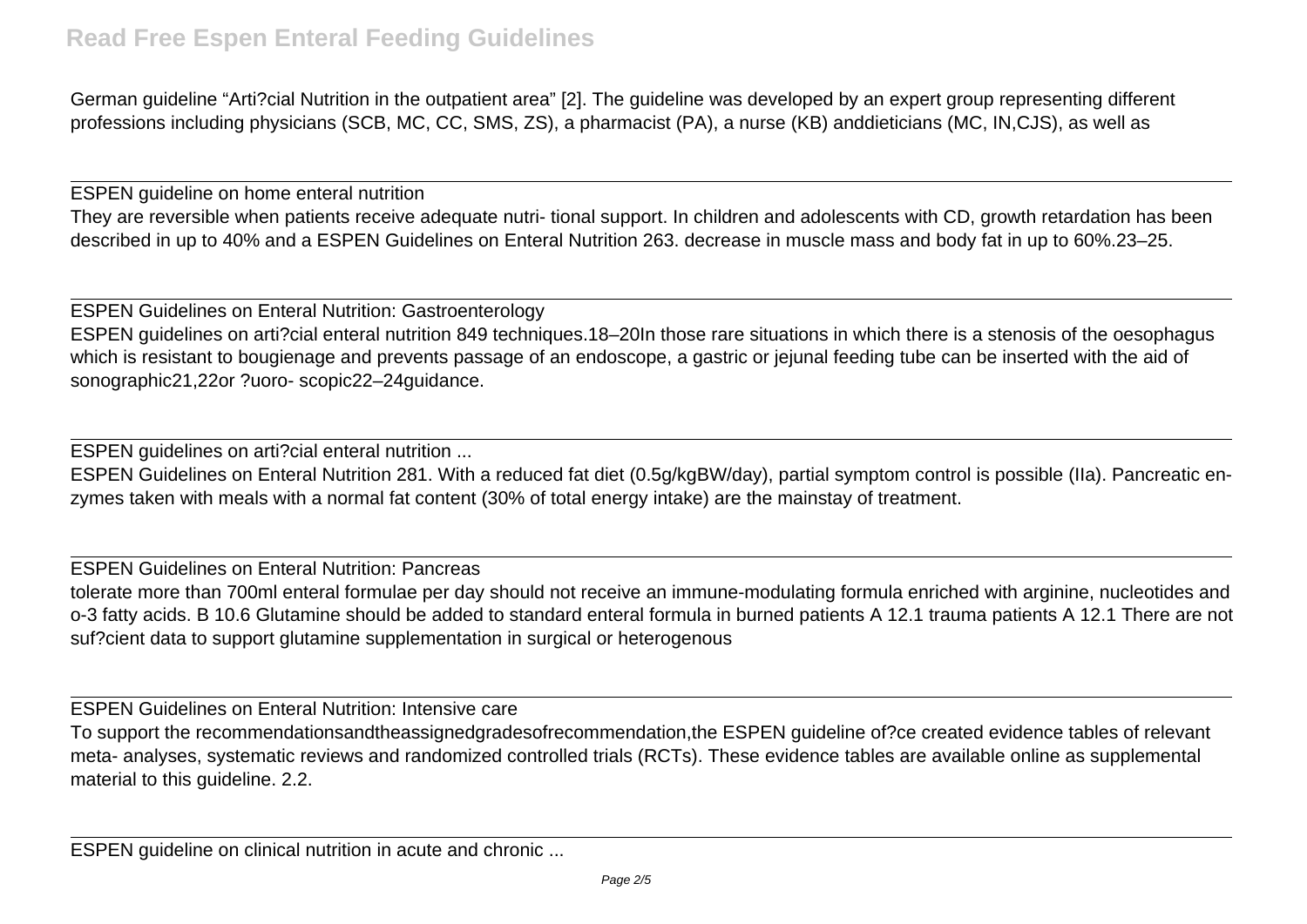German guideline “Arti?cial Nutrition in the outpatient area” [2]. The guideline was developed by an expert group representing different professions including physicians (SCB, MC, CC, SMS, ZS), a pharmacist (PA), a nurse (KB) anddieticians (MC, IN,CJS), as well as

ESPEN guideline on home enteral nutrition

They are reversible when patients receive adequate nutri- tional support. In children and adolescents with CD, growth retardation has been described in up to 40% and a ESPEN Guidelines on Enteral Nutrition 263. decrease in muscle mass and body fat in up to 60%.23–25.

ESPEN Guidelines on Enteral Nutrition: Gastroenterology

ESPEN guidelines on arti?cial enteral nutrition 849 techniques.18–20In those rare situations in which there is a stenosis of the oesophagus which is resistant to bougienage and prevents passage of an endoscope, a gastric or jejunal feeding tube can be inserted with the aid of sonographic21,22or ?uoro- scopic22–24guidance.

ESPEN guidelines on arti?cial enteral nutrition ...

ESPEN Guidelines on Enteral Nutrition 281. With a reduced fat diet (0.5g/kgBW/day), partial symptom control is possible (IIa). Pancreatic en- zymes taken with meals with a normal fat content (30% of total energy intake) are the mainstay of treatment.

ESPEN Guidelines on Enteral Nutrition: Pancreas

tolerate more than 700ml enteral formulae per day should not receive an immune-modulating formula enriched with arginine, nucleotides and o-3 fatty acids. B 10.6 Glutamine should be added to standard enteral formula in burned patients A 12.1 trauma patients A 12.1 There are not suf?cient data to support glutamine supplementation in surgical or heterogenous

ESPEN Guidelines on Enteral Nutrition: Intensive care

To support the recommendationsandtheassignedgradesofrecommendation,the ESPEN guideline of?ce created evidence tables of relevant meta- analyses, systematic reviews and randomized controlled trials (RCTs). These evidence tables are available online as supplemental material to this guideline. 2.2.

ESPEN guideline on clinical nutrition in acute and chronic ...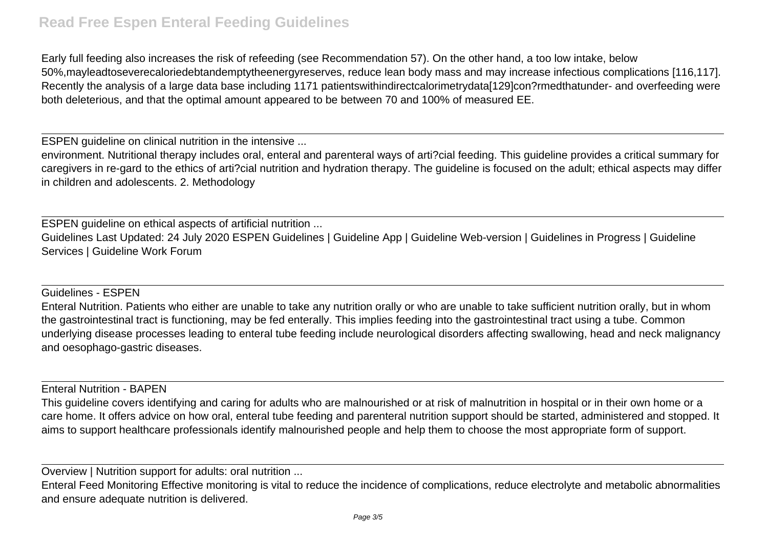Early full feeding also increases the risk of refeeding (see Recommendation 57). On the other hand, a too low intake, below 50%,mayleadtoseverecaloriedebtandemptytheenergyreserves, reduce lean body mass and may increase infectious complications [116,117]. Recently the analysis of a large data base including 1171 patientswithindirectcalorimetrydata[129]con?rmedthatunder- and overfeeding were both deleterious, and that the optimal amount appeared to be between 70 and 100% of measured EE.

ESPEN guideline on clinical nutrition in the intensive ...

environment. Nutritional therapy includes oral, enteral and parenteral ways of arti?cial feeding. This guideline provides a critical summary for caregivers in re-gard to the ethics of arti?cial nutrition and hydration therapy. The guideline is focused on the adult; ethical aspects may differ in children and adolescents. 2. Methodology

ESPEN guideline on ethical aspects of artificial nutrition ...

Guidelines Last Updated: 24 July 2020 ESPEN Guidelines | Guideline App | Guideline Web-version | Guidelines in Progress | Guideline Services | Guideline Work Forum

Guidelines - ESPEN

Enteral Nutrition. Patients who either are unable to take any nutrition orally or who are unable to take sufficient nutrition orally, but in whom the gastrointestinal tract is functioning, may be fed enterally. This implies feeding into the gastrointestinal tract using a tube. Common underlying disease processes leading to enteral tube feeding include neurological disorders affecting swallowing, head and neck malignancy and oesophago-gastric diseases.

Enteral Nutrition - BAPEN

This guideline covers identifying and caring for adults who are malnourished or at risk of malnutrition in hospital or in their own home or a care home. It offers advice on how oral, enteral tube feeding and parenteral nutrition support should be started, administered and stopped. It aims to support healthcare professionals identify malnourished people and help them to choose the most appropriate form of support.

Overview | Nutrition support for adults: oral nutrition ...

Enteral Feed Monitoring Effective monitoring is vital to reduce the incidence of complications, reduce electrolyte and metabolic abnormalities and ensure adequate nutrition is delivered.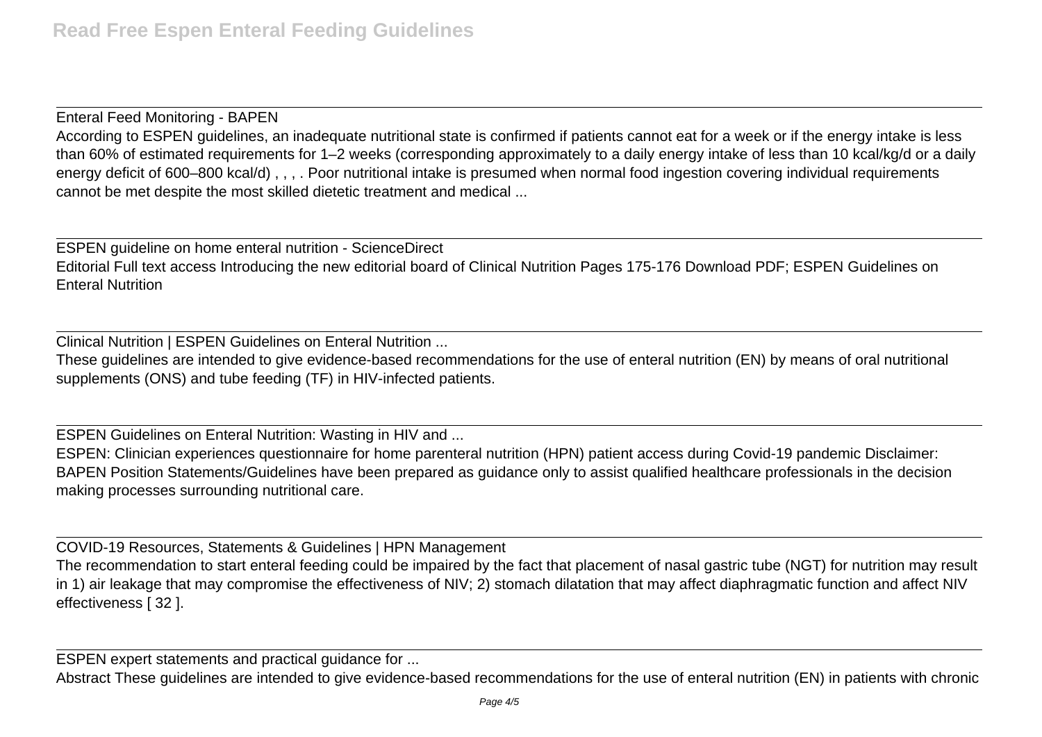Enteral Feed Monitoring - BAPEN

According to ESPEN guidelines, an inadequate nutritional state is confirmed if patients cannot eat for a week or if the energy intake is less than 60% of estimated requirements for 1–2 weeks (corresponding approximately to a daily energy intake of less than 10 kcal/kg/d or a daily energy deficit of 600–800 kcal/d) , , , . Poor nutritional intake is presumed when normal food ingestion covering individual requirements cannot be met despite the most skilled dietetic treatment and medical ...

ESPEN guideline on home enteral nutrition - ScienceDirect

Editorial Full text access Introducing the new editorial board of Clinical Nutrition Pages 175-176 Download PDF; ESPEN Guidelines on Enteral Nutrition

Clinical Nutrition | ESPEN Guidelines on Enteral Nutrition ...

These guidelines are intended to give evidence-based recommendations for the use of enteral nutrition (EN) by means of oral nutritional supplements (ONS) and tube feeding (TF) in HIV-infected patients.

ESPEN Guidelines on Enteral Nutrition: Wasting in HIV and ...

ESPEN: Clinician experiences questionnaire for home parenteral nutrition (HPN) patient access during Covid-19 pandemic Disclaimer: BAPEN Position Statements/Guidelines have been prepared as guidance only to assist qualified healthcare professionals in the decision making processes surrounding nutritional care.

COVID-19 Resources, Statements & Guidelines | HPN Management

The recommendation to start enteral feeding could be impaired by the fact that placement of nasal gastric tube (NGT) for nutrition may result in 1) air leakage that may compromise the effectiveness of NIV; 2) stomach dilatation that may affect diaphragmatic function and affect NIV effectiveness [ 32 ].

ESPEN expert statements and practical guidance for ...

Abstract These guidelines are intended to give evidence-based recommendations for the use of enteral nutrition (EN) in patients with chronic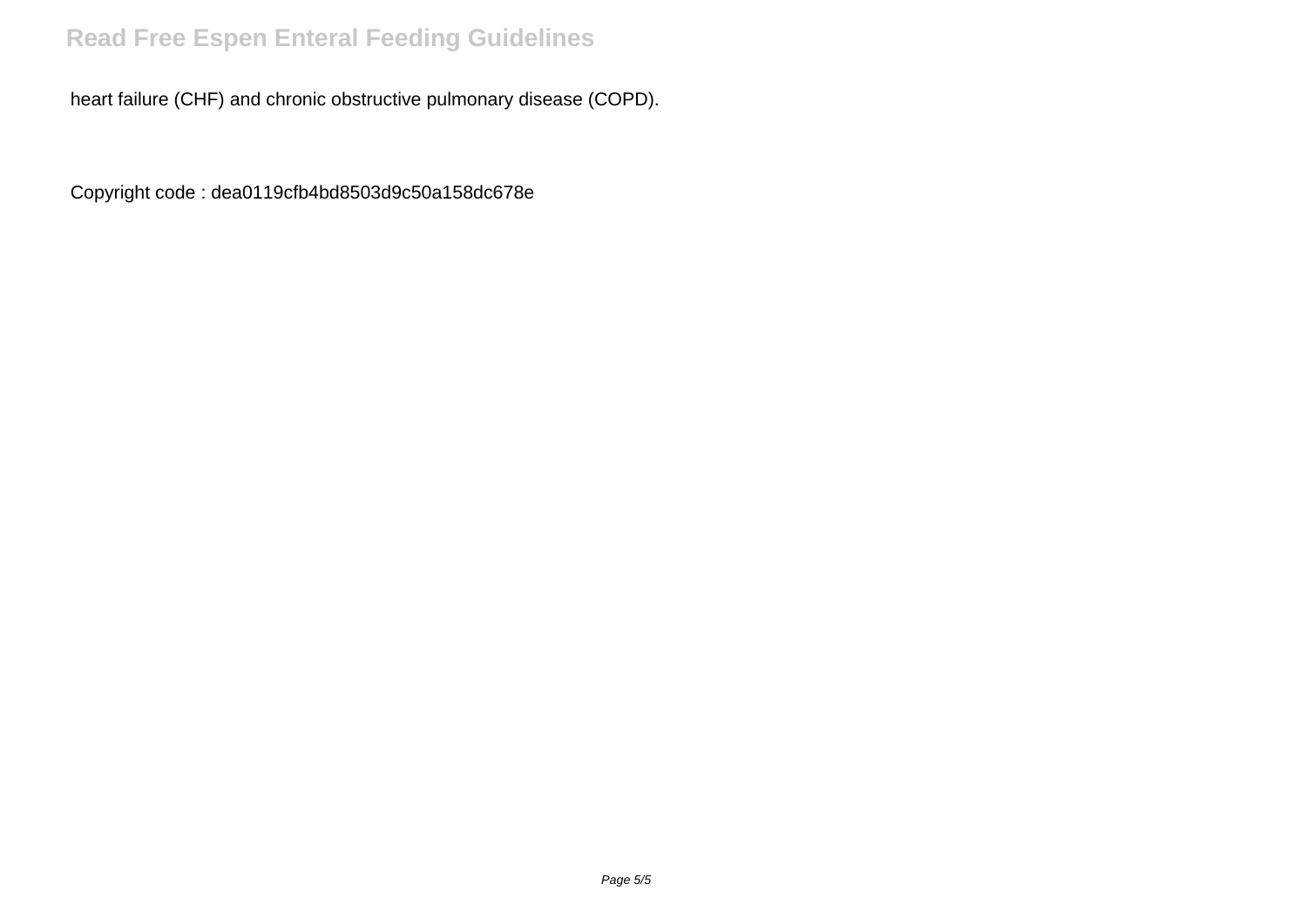heart failure (CHF) and chronic obstructive pulmonary disease (COPD).

Copyright code : dea0119cfb4bd8503d9c50a158dc678e